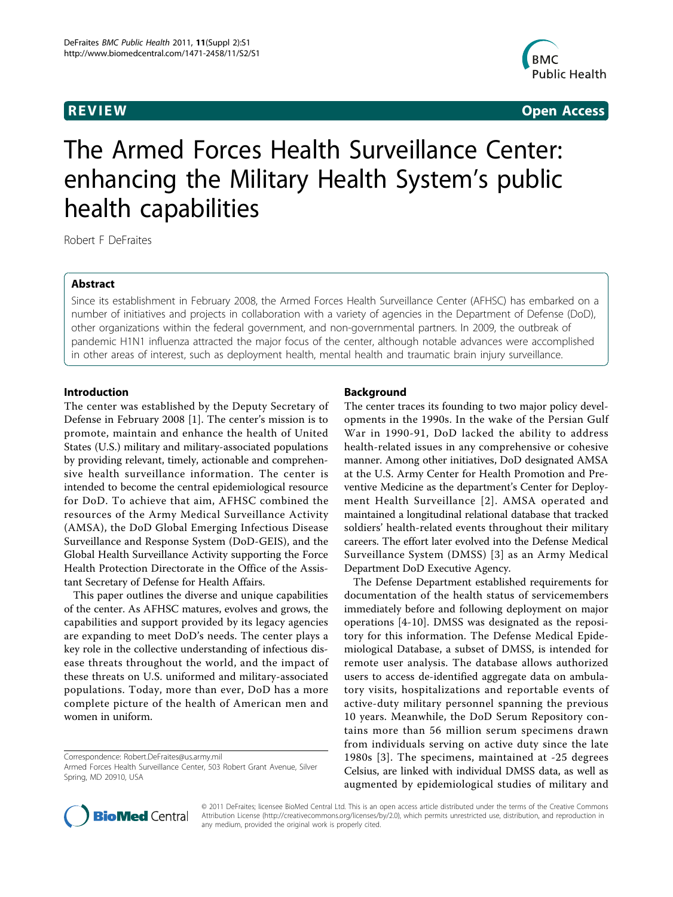**REVIEW** **Open Access**

# The Armed Forces Health Surveillance Center: enhancing the Military Health System's public health capabilities

Robert F DeFraites

## Abstract

Since its establishment in February 2008, the Armed Forces Health Surveillance Center (AFHSC) has embarked on a number of initiatives and projects in collaboration with a variety of agencies in the Department of Defense (DoD), other organizations within the federal government, and non-governmental partners. In 2009, the outbreak of pandemic H1N1 influenza attracted the major focus of the center, although notable advances were accomplished in other areas of interest, such as deployment health, mental health and traumatic brain injury surveillance.

## Introduction

The center was established by the Deputy Secretary of Defense in February 2008 [1]. The center's mission is to promote, maintain and enhance the health of United States (U.S.) military and military-associated populations by providing relevant, timely, actionable and comprehensive health surveillance information. The center is intended to become the central epidemiological resource for DoD. To achieve that aim, AFHSC combined the resources of the Army Medical Surveillance Activity (AMSA), the DoD Global Emerging Infectious Disease Surveillance and Response System (DoD-GEIS), and the Global Health Surveillance Activity supporting the Force Health Protection Directorate in the Office of the Assistant Secretary of Defense for Health Affairs.

This paper outlines the diverse and unique capabilities of the center. As AFHSC matures, evolves and grows, the capabilities and support provided by its legacy agencies are expanding to meet DoD's needs. The center plays a key role in the collective understanding of infectious disease threats throughout the world, and the impact of these threats on U.S. uniformed and military-associated populations. Today, more than ever, DoD has a more complete picture of the health of American men and women in uniform.

Correspondence: Robert.DeFraites@us.army.mil
Armed Forces Health Surveillance Center, 503 Robert Grant Avenue, Silver Spring, MD 20910, USA

## Background

The center traces its founding to two major policy developments in the 1990s. In the wake of the Persian Gulf War in 1990-91, DoD lacked the ability to address health-related issues in any comprehensive or cohesive manner. Among other initiatives, DoD designated AMSA at the U.S. Army Center for Health Promotion and Preventive Medicine as the department's Center for Deployment Health Surveillance [2]. AMSA operated and maintained a longitudinal relational database that tracked soldiers' health-related events throughout their military careers. The effort later evolved into the Defense Medical Surveillance System (DMSS) [3] as an Army Medical Department DoD Executive Agency.

The Defense Department established requirements for documentation of the health status of servicemembers immediately before and following deployment on major operations [4-10]. DMSS was designated as the repository for this information. The Defense Medical Epidemiological Database, a subset of DMSS, is intended for remote user analysis. The database allows authorized users to access de-identified aggregate data on ambulatory visits, hospitalizations and reportable events of active-duty military personnel spanning the previous 10 years. Meanwhile, the DoD Serum Repository contains more than 56 million serum specimens drawn from individuals serving on active duty since the late 1980s [3]. The specimens, maintained at -25 degrees Celsius, are linked with individual DMSS data, as well as augmented by epidemiological studies of military and

© 2011 DeFraites; licensee BioMed Central Ltd. This is an open access article distributed under the terms of the Creative Commons Attribution License (http://creativecommons.org/licenses/by/2.0), which permits unrestricted use, distribution, and reproduction in any medium, provided the original work is properly cited.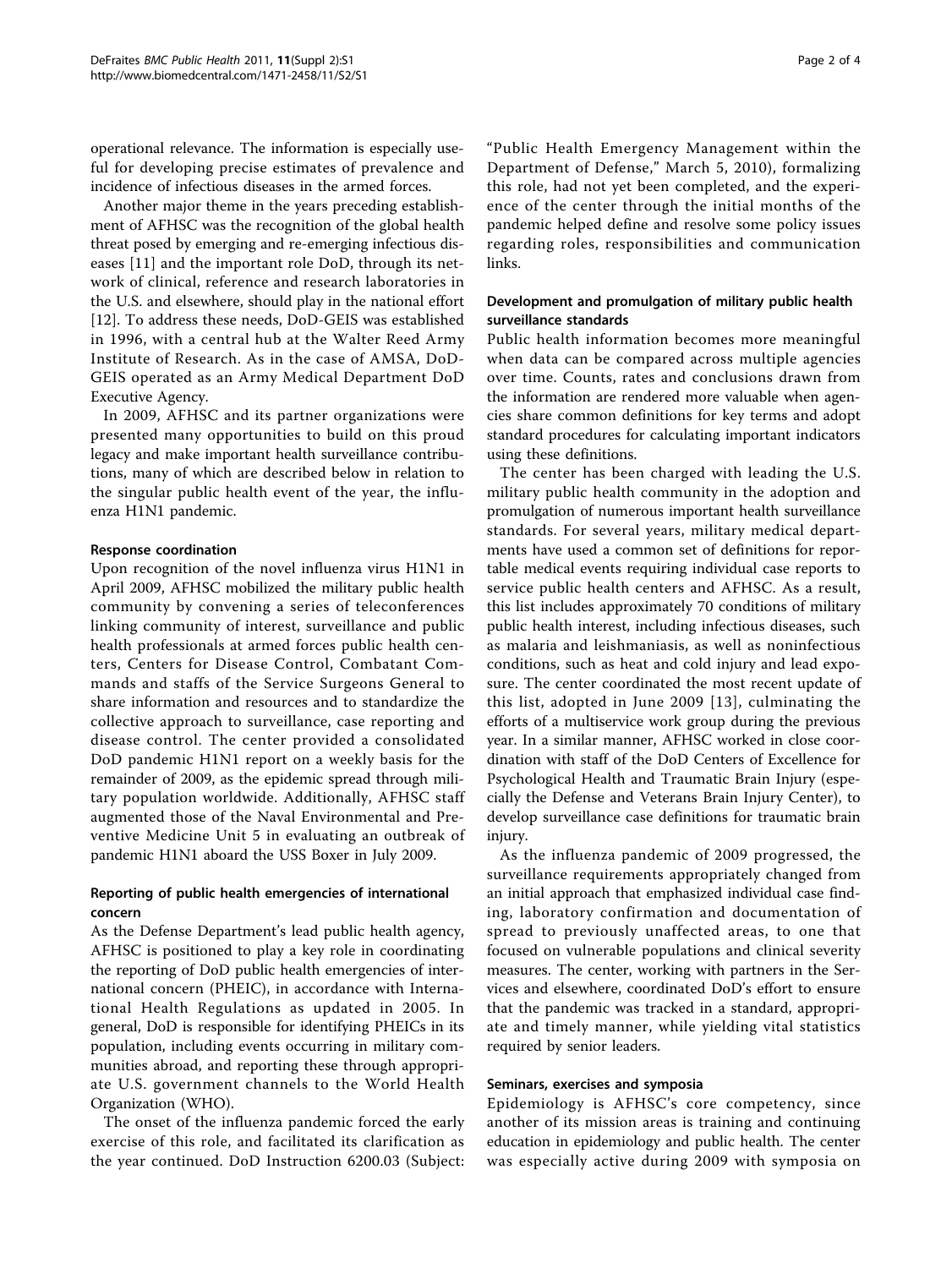operational relevance. The information is especially useful for developing precise estimates of prevalence and incidence of infectious diseases in the armed forces.

Another major theme in the years preceding establishment of AFHSC was the recognition of the global health threat posed by emerging and re-emerging infectious diseases [11] and the important role DoD, through its network of clinical, reference and research laboratories in the U.S. and elsewhere, should play in the national effort [12]. To address these needs, DoD-GEIS was established in 1996, with a central hub at the Walter Reed Army Institute of Research. As in the case of AMSA, DoD-GEIS operated as an Army Medical Department DoD Executive Agency.

In 2009, AFHSC and its partner organizations were presented many opportunities to build on this proud legacy and make important health surveillance contributions, many of which are described below in relation to the singular public health event of the year, the influenza H1N1 pandemic.

### Response coordination

Upon recognition of the novel influenza virus H1N1 in April 2009, AFHSC mobilized the military public health community by convening a series of teleconferences linking community of interest, surveillance and public health professionals at armed forces public health centers, Centers for Disease Control, Combatant Commands and staffs of the Service Surgeons General to share information and resources and to standardize the collective approach to surveillance, case reporting and disease control. The center provided a consolidated DoD pandemic H1N1 report on a weekly basis for the remainder of 2009, as the epidemic spread through military population worldwide. Additionally, AFHSC staff augmented those of the Naval Environmental and Preventive Medicine Unit 5 in evaluating an outbreak of pandemic H1N1 aboard the USS Boxer in July 2009.

### Reporting of public health emergencies of international concern

As the Defense Department's lead public health agency, AFHSC is positioned to play a key role in coordinating the reporting of DoD public health emergencies of international concern (PHEIC), in accordance with International Health Regulations as updated in 2005. In general, DoD is responsible for identifying PHEICs in its population, including events occurring in military communities abroad, and reporting these through appropriate U.S. government channels to the World Health Organization (WHO).

The onset of the influenza pandemic forced the early exercise of this role, and facilitated its clarification as the year continued. DoD Instruction 6200.03 (Subject: "Public Health Emergency Management within the Department of Defense," March 5, 2010), formalizing this role, had not yet been completed, and the experience of the center through the initial months of the pandemic helped define and resolve some policy issues regarding roles, responsibilities and communication links.

### Development and promulgation of military public health surveillance standards

Public health information becomes more meaningful when data can be compared across multiple agencies over time. Counts, rates and conclusions drawn from the information are rendered more valuable when agencies share common definitions for key terms and adopt standard procedures for calculating important indicators using these definitions.

The center has been charged with leading the U.S. military public health community in the adoption and promulgation of numerous important health surveillance standards. For several years, military medical departments have used a common set of definitions for reportable medical events requiring individual case reports to service public health centers and AFHSC. As a result, this list includes approximately 70 conditions of military public health interest, including infectious diseases, such as malaria and leishmaniasis, as well as noninfectious conditions, such as heat and cold injury and lead exposure. The center coordinated the most recent update of this list, adopted in June 2009 [13], culminating the efforts of a multiservice work group during the previous year. In a similar manner, AFHSC worked in close coordination with staff of the DoD Centers of Excellence for Psychological Health and Traumatic Brain Injury (especially the Defense and Veterans Brain Injury Center), to develop surveillance case definitions for traumatic brain injury.

As the influenza pandemic of 2009 progressed, the surveillance requirements appropriately changed from an initial approach that emphasized individual case finding, laboratory confirmation and documentation of spread to previously unaffected areas, to one that focused on vulnerable populations and clinical severity measures. The center, working with partners in the Services and elsewhere, coordinated DoD's effort to ensure that the pandemic was tracked in a standard, appropriate and timely manner, while yielding vital statistics required by senior leaders.

### Seminars, exercises and symposia

Epidemiology is AFHSC's core competency, since another of its mission areas is training and continuing education in epidemiology and public health. The center was especially active during 2009 with symposia on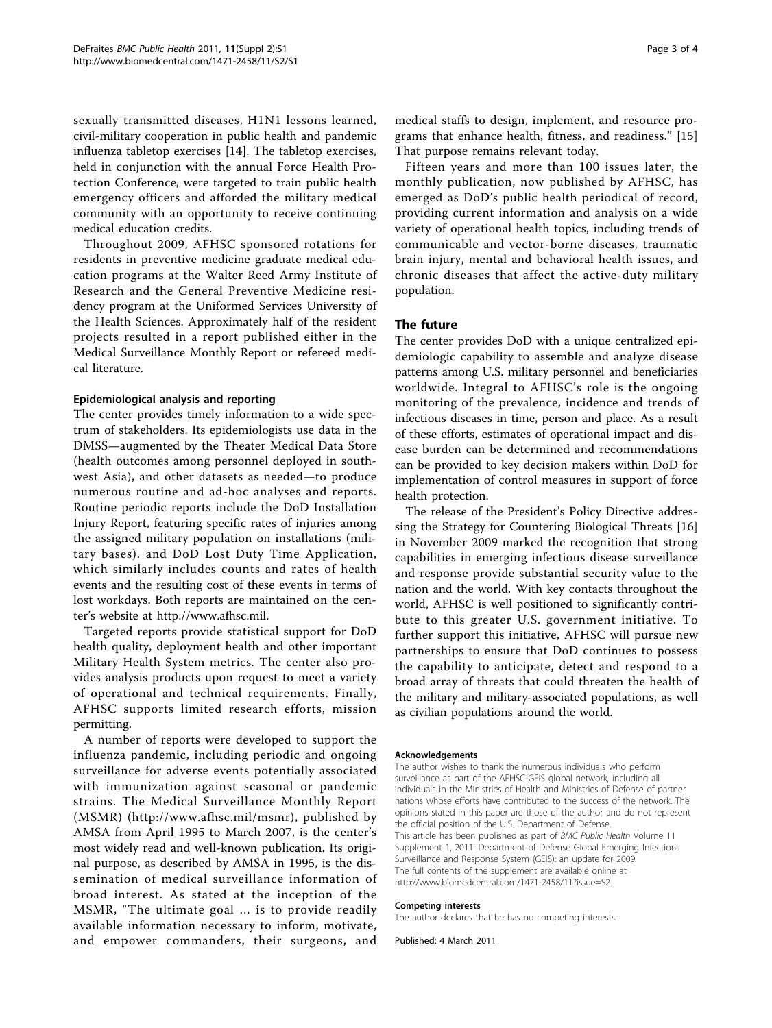sexually transmitted diseases, H1N1 lessons learned, civil-military cooperation in public health and pandemic influenza tabletop exercises [14]. The tabletop exercises, held in conjunction with the annual Force Health Protection Conference, were targeted to train public health emergency officers and afforded the military medical community with an opportunity to receive continuing medical education credits.

Throughout 2009, AFHSC sponsored rotations for residents in preventive medicine graduate medical education programs at the Walter Reed Army Institute of Research and the General Preventive Medicine residency program at the Uniformed Services University of the Health Sciences. Approximately half of the resident projects resulted in a report published either in the Medical Surveillance Monthly Report or refereed medical literature.

#### Epidemiological analysis and reporting

The center provides timely information to a wide spectrum of stakeholders. Its epidemiologists use data in the DMSS—augmented by the Theater Medical Data Store (health outcomes among personnel deployed in southwest Asia), and other datasets as needed—to produce numerous routine and ad-hoc analyses and reports. Routine periodic reports include the DoD Installation Injury Report, featuring specific rates of injuries among the assigned military population on installations (military bases). and DoD Lost Duty Time Application, which similarly includes counts and rates of health events and the resulting cost of these events in terms of lost workdays. Both reports are maintained on the center's website at http://www.afhsc.mil.

Targeted reports provide statistical support for DoD health quality, deployment health and other important Military Health System metrics. The center also provides analysis products upon request to meet a variety of operational and technical requirements. Finally, AFHSC supports limited research efforts, mission permitting.

A number of reports were developed to support the influenza pandemic, including periodic and ongoing surveillance for adverse events potentially associated with immunization against seasonal or pandemic strains. The Medical Surveillance Monthly Report (MSMR) (http://www.afhsc.mil/msmr), published by AMSA from April 1995 to March 2007, is the center's most widely read and well-known publication. Its original purpose, as described by AMSA in 1995, is the dissemination of medical surveillance information of broad interest. As stated at the inception of the MSMR, "The ultimate goal ... is to provide readily available information necessary to inform, motivate, and empower commanders, their surgeons, and medical staffs to design, implement, and resource programs that enhance health, fitness, and readiness." [15] That purpose remains relevant today.

Fifteen years and more than 100 issues later, the monthly publication, now published by AFHSC, has emerged as DoD's public health periodical of record, providing current information and analysis on a wide variety of operational health topics, including trends of communicable and vector-borne diseases, traumatic brain injury, mental and behavioral health issues, and chronic diseases that affect the active-duty military population.

## The future

The center provides DoD with a unique centralized epidemiologic capability to assemble and analyze disease patterns among U.S. military personnel and beneficiaries worldwide. Integral to AFHSC's role is the ongoing monitoring of the prevalence, incidence and trends of infectious diseases in time, person and place. As a result of these efforts, estimates of operational impact and disease burden can be determined and recommendations can be provided to key decision makers within DoD for implementation of control measures in support of force health protection.

The release of the President's Policy Directive addressing the Strategy for Countering Biological Threats [16] in November 2009 marked the recognition that strong capabilities in emerging infectious disease surveillance and response provide substantial security value to the nation and the world. With key contacts throughout the world, AFHSC is well positioned to significantly contribute to this greater U.S. government initiative. To further support this initiative, AFHSC will pursue new partnerships to ensure that DoD continues to possess the capability to anticipate, detect and respond to a broad array of threats that could threaten the health of the military and military-associated populations, as well as civilian populations around the world.

#### Acknowledgements

The author wishes to thank the numerous individuals who perform surveillance as part of the AFHSC-GEIS global network, including all individuals in the Ministries of Health and Ministries of Defense of partner nations whose efforts have contributed to the success of the network. The opinions stated in this paper are those of the author and do not represent the official position of the U.S. Department of Defense.

This article has been published as part of *BMC Public Health* Volume 11 Supplement 1, 2011: Department of Defense Global Emerging Infections Surveillance and Response System (GEIS): an update for 2009. The full contents of the supplement are available online at http://www.biomedcentral.com/1471-2458/11?issue=S2.

#### Competing interests

The author declares that he has no competing interests.

Published: 4 March 2011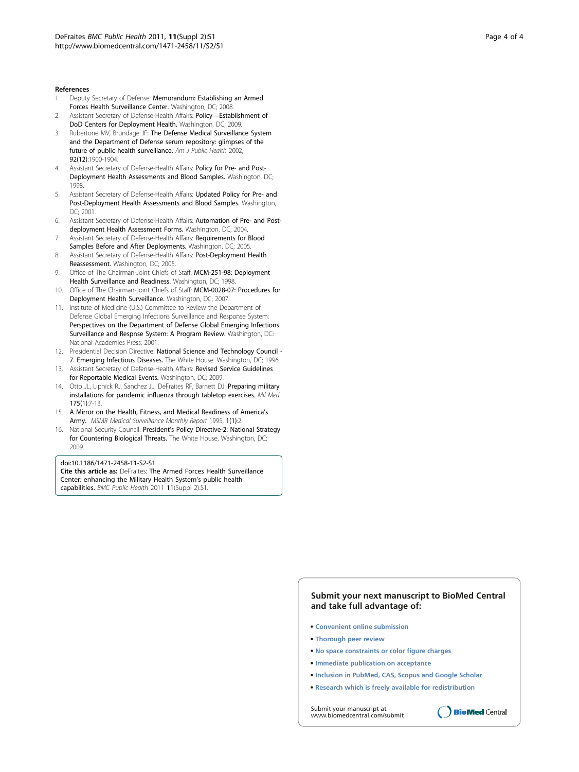## References

1. Deputy Secretary of Defense: **Memorandum: Establishing an Armed Forces Health Surveillance Center.** Washington, DC; 2008.
2. Assistant Secretary of Defense-Health Affairs: **Policy—Establishment of DoD Centers for Deployment Health.** Washington, DC; 2009.
3. Rubertone MV, Brundage JF: **The Defense Medical Surveillance System and the Department of Defense serum repository: glimpses of the future of public health surveillance.** *Am J Public Health* 2002, **92(12)**:1900-1904.
4. Assistant Secretary of Defense-Health Affairs: **Policy for Pre- and Post-Deployment Health Assessments and Blood Samples.** Washington, DC; 1998.
5. Assistant Secretary of Defense-Health Affairs: **Updated Policy for Pre- and Post-Deployment Health Assessments and Blood Samples.** Washington, DC; 2001.
6. Assistant Secretary of Defense-Health Affairs: **Automation of Pre- and Post-deployment Health Assessment Forms.** Washington, DC; 2004.
7. Assistant Secretary of Defense-Health Affairs: **Requirements for Blood Samples Before and After Deployments.** Washington, DC; 2005.
8. Assistant Secretary of Defense-Health Affairs: **Post-Deployment Health Reassessment.** Washington, DC; 2005.
9. Office of The Chairman-Joint Chiefs of Staff: **MCM-251-98: Deployment Health Surveillance and Readiness.** Washington, DC; 1998.
10. Office of The Chairman-Joint Chiefs of Staff: **MCM-0028-07: Procedures for Deployment Health Surveillance.** Washington, DC; 2007.
11. Institute of Medicine (U.S.) Committee to Review the Department of Defense Global Emerging Infections Surveillance and Response System: **Perspectives on the Department of Defense Global Emerging Infections Surveillance and Respnse System: A Program Review.** Washington, DC: National Academies Press; 2001.
12. Presidential Decision Directive: **National Science and Technology Council - 7. Emerging Infectious Diseases.** The White House. Washington, DC; 1996.
13. Assistant Secretary of Defense-Health Affairs: **Revised Service Guidelines for Reportable Medical Events.** Washington, DC; 2009.
14. Otto JL, Lipnick RJ, Sanchez JL, DeFraites RF, Barnett DJ: **Preparing military installations for pandemic influenza through tabletop exercises.** *Mil Med* **175(1)**:7-13.
15. **A Mirror on the Health, Fitness, and Medical Readiness of America's Army.** *MSMR Medical Surveillance Monthly Report* 1995, **1(1)**:2.
16. National Security Council: **President's Policy Directive-2: National Strategy for Countering Biological Threats.** The White House, Washington, DC; 2009.

doi:10.1186/1471-2458-11-S2-S1

**Cite this article as:** DeFraites: The Armed Forces Health Surveillance Center: enhancing the Military Health System's public health capabilities. *BMC Public Health* 2011 **11**(Suppl 2):S1.

**Submit your next manuscript to BioMed Central and take full advantage of:**

- Convenient online submission
- Thorough peer review
- No space constraints or color figure charges
- Immediate publication on acceptance
- Inclusion in PubMed, CAS, Scopus and Google Scholar
- Research which is freely available for redistribution

Submit your manuscript at
www.biomedcentral.com/submit

BioMed Central